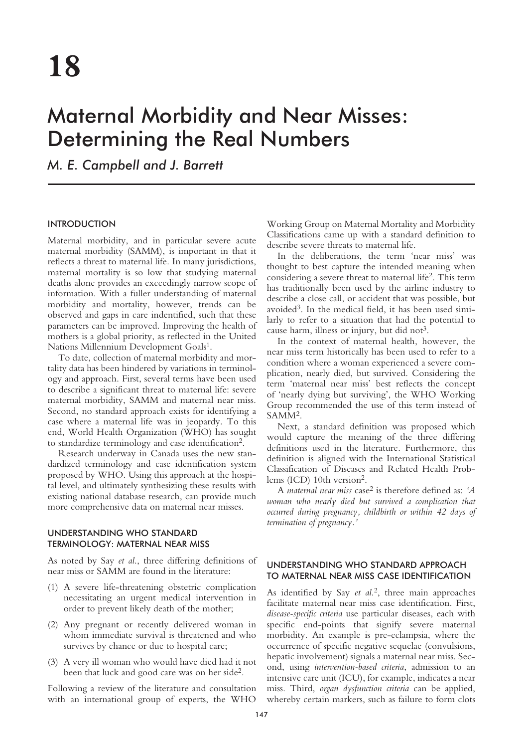# 18

# Maternal Morbidity and Near Misses: Determining the Real Numbers

*M. E. Campbell and J. Barrett*

## INTRODUCTION

Maternal morbidity, and in particular severe acute maternal morbidity (SAMM), is important in that it reflects a threat to maternal life. In many jurisdictions, maternal mortality is so low that studying maternal deaths alone provides an exceedingly narrow scope of information. With a fuller understanding of maternal morbidity and mortality, however, trends can be observed and gaps in care indentified, such that these parameters can be improved. Improving the health of mothers is a global priority, as reflected in the United Nations Millennium Development Goals[1].

To date, collection of maternal morbidity and mortality data has been hindered by variations in terminology and approach. First, several terms have been used to describe a significant threat to maternal life: severe maternal morbidity, SAMM and maternal near miss. Second, no standard approach exists for identifying a case where a maternal life was in jeopardy. To this end, World Health Organization (WHO) has sought to standardize terminology and case identification[2].

Research underway in Canada uses the new standardized terminology and case identification system proposed by WHO. Using this approach at the hospital level, and ultimately synthesizing these results with existing national database research, can provide much more comprehensive data on maternal near misses.

## UNDERSTANDING WHO STANDARD TERMINOLOGY: MATERNAL NEAR MISS

As noted by Say *et al.*, three differing definitions of near miss or SAMM are found in the literature:

(1) A severe life-threatening obstetric complication necessitating an urgent medical intervention in order to prevent likely death of the mother;

(2) Any pregnant or recently delivered woman in whom immediate survival is threatened and who survives by chance or due to hospital care;

(3) A very ill woman who would have died had it not been that luck and good care was on her side[2].

Following a review of the literature and consultation with an international group of experts, the WHO Working Group on Maternal Mortality and Morbidity Classifications came up with a standard definition to describe severe threats to maternal life.

In the deliberations, the term 'near miss' was thought to best capture the intended meaning when considering a severe threat to maternal life[2]. This term has traditionally been used by the airline industry to describe a close call, or accident that was possible, but avoided[3]. In the medical field, it has been used similarly to refer to a situation that had the potential to cause harm, illness or injury, but did not[3].

In the context of maternal health, however, the near miss term historically has been used to refer to a condition where a woman experienced a severe complication, nearly died, but survived. Considering the term 'maternal near miss' best reflects the concept of 'nearly dying but surviving', the WHO Working Group recommended the use of this term instead of SAMM[2].

Next, a standard definition was proposed which would capture the meaning of the three differing definitions used in the literature. Furthermore, this definition is aligned with the International Statistical Classification of Diseases and Related Health Problems (ICD) 10th version[2].

A *maternal near miss* case[2] is therefore defined as: *'A woman who nearly died but survived a complication that occurred during pregnancy, childbirth or within 42 days of termination of pregnancy.'*

## UNDERSTANDING WHO STANDARD APPROACH TO MATERNAL NEAR MISS CASE IDENTIFICATION

As identified by Say *et al.*[2], three main approaches facilitate maternal near miss case identification. First, *disease-specific criteria* use particular diseases, each with specific end-points that signify severe maternal morbidity. An example is pre-eclampsia, where the occurrence of specific negative sequelae (convulsions, hepatic involvement) signals a maternal near miss. Second, using *intervention-based criteria*, admission to an intensive care unit (ICU), for example, indicates a near miss. Third, *organ dysfunction criteria* can be applied, whereby certain markers, such as failure to form clots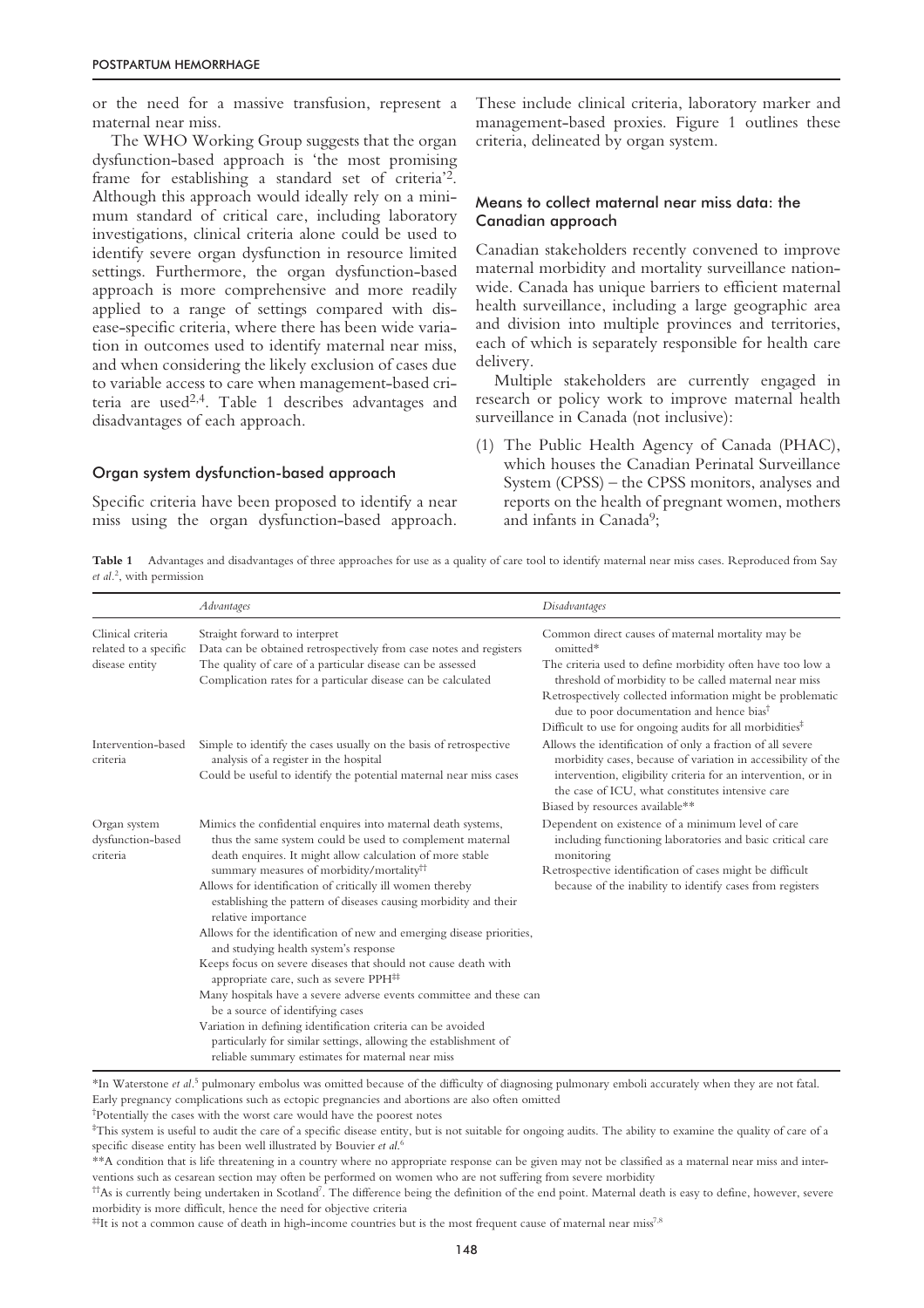or the need for a massive transfusion, represent a maternal near miss.

The WHO Working Group suggests that the organ dysfunction-based approach is 'the most promising frame for establishing a standard set of criteria'[2]. Although this approach would ideally rely on a minimum standard of critical care, including laboratory investigations, clinical criteria alone could be used to identify severe organ dysfunction in resource limited settings. Furthermore, the organ dysfunction-based approach is more comprehensive and more readily applied to a range of settings compared with disease-specific criteria, where there has been wide variation in outcomes used to identify maternal near miss, and when considering the likely exclusion of cases due to variable access to care when management-based criteria are used[2,4]. Table 1 describes advantages and disadvantages of each approach.

### Organ system dysfunction-based approach

Specific criteria have been proposed to identify a near miss using the organ dysfunction-based approach. These include clinical criteria, laboratory marker and management-based proxies. Figure 1 outlines these criteria, delineated by organ system.

### Means to collect maternal near miss data: the Canadian approach

Canadian stakeholders recently convened to improve maternal morbidity and mortality surveillance nationwide. Canada has unique barriers to efficient maternal health surveillance, including a large geographic area and division into multiple provinces and territories, each of which is separately responsible for health care delivery.

Multiple stakeholders are currently engaged in research or policy work to improve maternal health surveillance in Canada (not inclusive):

(1) The Public Health Agency of Canada (PHAC), which houses the Canadian Perinatal Surveillance System (CPSS) – the CPSS monitors, analyses and reports on the health of pregnant women, mothers and infants in Canada[9];

**Table 1** Advantages and disadvantages of three approaches for use as a quality of care tool to identify maternal near miss cases. Reproduced from Say *et al*.[2], with permission

| | *Advantages* | *Disadvantages* |
|---|---|---|
| Clinical criteria related to a specific disease entity | Straight forward to interpret<br>Data can be obtained retrospectively from case notes and registers<br>The quality of care of a particular disease can be assessed<br>Complication rates for a particular disease can be calculated | Common direct causes of maternal mortality may be omitted*<br>The criteria used to define morbidity often have too low a threshold of morbidity to be called maternal near miss<br>Retrospectively collected information might be problematic due to poor documentation and hence bias[†]<br>Difficult to use for ongoing audits for all morbidities[‡] |
| Intervention-based criteria | Simple to identify the cases usually on the basis of retrospective analysis of a register in the hospital<br>Could be useful to identify the potential maternal near miss cases | Allows the identification of only a fraction of all severe morbidity cases, because of variation in accessibility of the intervention, eligibility criteria for an intervention, or in the case of ICU, what constitutes intensive care<br>Biased by resources available** |
| Organ system dysfunction-based criteria | Mimics the confidential enquires into maternal death systems, thus the same system could be used to complement maternal death enquires. It might allow calculation of more stable summary measures of morbidity/mortality[††]<br>Allows for identification of critically ill women thereby establishing the pattern of diseases causing morbidity and their relative importance<br>Allows for the identification of new and emerging disease priorities, and studying health system's response<br>Keeps focus on severe diseases that should not cause death with appropriate care, such as severe PPH[‡‡]<br>Many hospitals have a severe adverse events committee and these can be a source of identifying cases<br>Variation in defining identification criteria can be avoided particularly for similar settings, allowing the establishment of reliable summary estimates for maternal near miss | Dependent on existence of a minimum level of care including functioning laboratories and basic critical care monitoring<br>Retrospective identification of cases might be difficult because of the inability to identify cases from registers |

*In Waterstone *et al*.[5] pulmonary embolus was omitted because of the difficulty of diagnosing pulmonary emboli accurately when they are not fatal. Early pregnancy complications such as ectopic pregnancies and abortions are also often omitted

[†]Potentially the cases with the worst care would have the poorest notes

[‡]This system is useful to audit the care of a specific disease entity, but is not suitable for ongoing audits. The ability to examine the quality of care of a specific disease entity has been well illustrated by Bouvier *et al*.[6]

**A condition that is life threatening in a country where no appropriate response can be given may not be classified as a maternal near miss and interventions such as cesarean section may often be performed on women who are not suffering from severe morbidity

[††]As is currently being undertaken in Scotland[7]. The difference being the definition of the end point. Maternal death is easy to define, however, severe morbidity is more difficult, hence the need for objective criteria

[‡‡]It is not a common cause of death in high-income countries but is the most frequent cause of maternal near miss[7,8]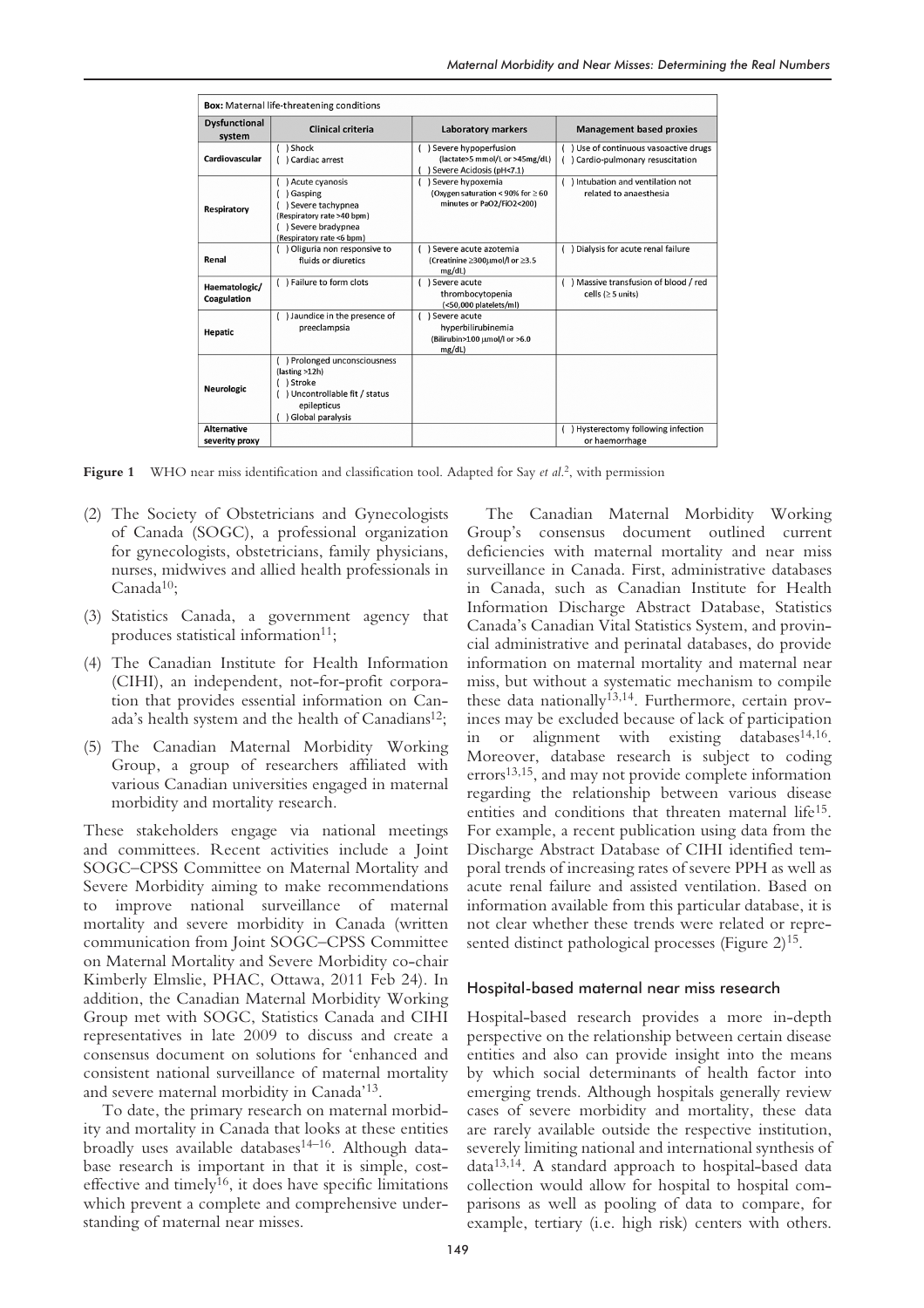**Box:** Maternal life-threatening conditions

| Dysfunctional system | Clinical criteria | Laboratory markers | Management based proxies |
|---|---|---|---|
| Cardiovascular | ( ) Shock<br>( ) Cardiac arrest | ( ) Severe hypoperfusion (lactate>5 mmol/l or >45mg/dL)<br>( ) Severe Acidosis (pH<7.1) | ( ) Use of continuous vasoactive drugs<br>( ) Cardio-pulmonary resuscitation |
| Respiratory | ( ) Acute cyanosis<br>( ) Gasping<br>( ) Severe tachypnea (Respiratory rate >40 bpm)<br>( ) Severe bradypnea (Respiratory rate <6 bpm) | ( ) Severe hypoxemia (Oxygen saturation < 90% for ≥ 60 minutes or PaO2/FiO2<200) | ( ) Intubation and ventilation not related to anaesthesia |
| Renal | ( ) Oliguria non responsive to fluids or diuretics | ( ) Severe acute azotemia (Creatinine ≥300μmol/l or ≥3.5 mg/dL) | ( ) Dialysis for acute renal failure |
| Haematologic/ Coagulation | ( ) Failure to form clots | ( ) Severe acute thrombocytopenia (<50,000 platelets/ml) | ( ) Massive transfusion of blood / red cells (≥ 5 units) |
| Hepatic | ( ) Jaundice in the presence of preeclampsia | ( ) Severe acute hyperbilirubinemia (Bilirubin>100 μmol/l or >6.0 mg/dL) | |
| Neurologic | ( ) Prolonged unconsciousness (lasting >12h)<br>( ) Stroke<br>( ) Uncontrollable fit / status epilepticus<br>( ) Global paralysis | | |
| Alternative severity proxy | | | ( ) Hysterectomy following infection or haemorrhage |

**Figure 1** WHO near miss identification and classification tool. Adapted for Say *et al.*[2], with permission

(2) The Society of Obstetricians and Gynecologists of Canada (SOGC), a professional organization for gynecologists, obstetricians, family physicians, nurses, midwives and allied health professionals in Canada[10];

(3) Statistics Canada, a government agency that produces statistical information[11];

(4) The Canadian Institute for Health Information (CIHI), an independent, not-for-profit corporation that provides essential information on Canada's health system and the health of Canadians[12];

(5) The Canadian Maternal Morbidity Working Group, a group of researchers affiliated with various Canadian universities engaged in maternal morbidity and mortality research.

These stakeholders engage via national meetings and committees. Recent activities include a Joint SOGC–CPSS Committee on Maternal Mortality and Severe Morbidity aiming to make recommendations to improve national surveillance of maternal mortality and severe morbidity in Canada (written communication from Joint SOGC–CPSS Committee on Maternal Mortality and Severe Morbidity co-chair Kimberly Elmslie, PHAC, Ottawa, 2011 Feb 24). In addition, the Canadian Maternal Morbidity Working Group met with SOGC, Statistics Canada and CIHI representatives in late 2009 to discuss and create a consensus document on solutions for 'enhanced and consistent national surveillance of maternal mortality and severe maternal morbidity in Canada'[13].

To date, the primary research on maternal morbidity and mortality in Canada that looks at these entities broadly uses available databases[14–16]. Although database research is important in that it is simple, cost-effective and timely[16], it does have specific limitations which prevent a complete and comprehensive understanding of maternal near misses.

The Canadian Maternal Morbidity Working Group's consensus document outlined current deficiencies with maternal mortality and near miss surveillance in Canada. First, administrative databases in Canada, such as Canadian Institute for Health Information Discharge Abstract Database, Statistics Canada's Canadian Vital Statistics System, and provincial administrative and perinatal databases, do provide information on maternal mortality and maternal near miss, but without a systematic mechanism to compile these data nationally[13,14]. Furthermore, certain provinces may be excluded because of lack of participation in or alignment with existing databases[14,16]. Moreover, database research is subject to coding errors[13,15], and may not provide complete information regarding the relationship between various disease entities and conditions that threaten maternal life[15]. For example, a recent publication using data from the Discharge Abstract Database of CIHI identified temporal trends of increasing rates of severe PPH as well as acute renal failure and assisted ventilation. Based on information available from this particular database, it is not clear whether these trends were related or represented distinct pathological processes (Figure 2)[15].

### Hospital-based maternal near miss research

Hospital-based research provides a more in-depth perspective on the relationship between certain disease entities and also can provide insight into the means by which social determinants of health factor into emerging trends. Although hospitals generally review cases of severe morbidity and mortality, these data are rarely available outside the respective institution, severely limiting national and international synthesis of data[13,14]. A standard approach to hospital-based data collection would allow for hospital to hospital comparisons as well as pooling of data to compare, for example, tertiary (i.e. high risk) centers with others.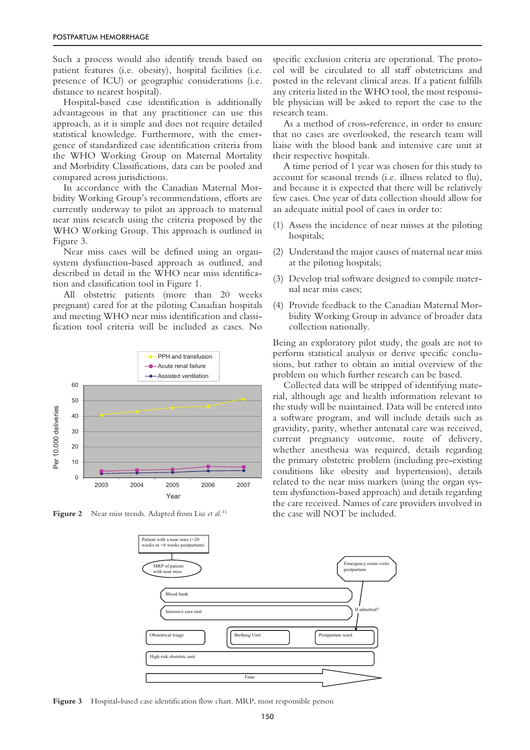Such a process would also identify trends based on patient features (i.e. obesity), hospital facilities (i.e. presence of ICU) or geographic considerations (i.e. distance to nearest hospital).

Hospital-based case identification is additionally advantageous in that any practitioner can use this approach, as it is simple and does not require detailed statistical knowledge. Furthermore, with the emergence of standardized case identification criteria from the WHO Working Group on Maternal Mortality and Morbidity Classifications, data can be pooled and compared across jurisdictions.

In accordance with the Canadian Maternal Morbidity Working Group's recommendations, efforts are currently underway to pilot an approach to maternal near miss research using the criteria proposed by the WHO Working Group. This approach is outlined in Figure 3.

Near miss cases will be defined using an organ-system dysfunction-based approach as outlined, and described in detail in the WHO near miss identification and classification tool in Figure 1.

All obstetric patients (more than 20 weeks pregnant) cared for at the piloting Canadian hospitals and meeting WHO near miss identification and classification tool criteria will be included as cases. No specific exclusion criteria are operational. The protocol will be circulated to all staff obstetricians and posted in the relevant clinical areas. If a patient fulfills any criteria listed in the WHO tool, the most responsible physician will be asked to report the case to the research team.

**Figure 2** Near miss trends. Adapted from Liu *et al.*[11]

As a method of cross-reference, in order to ensure that no cases are overlooked, the research team will liaise with the blood bank and intensive care unit at their respective hospitals.

A time period of 1 year was chosen for this study to account for seasonal trends (i.e. illness related to flu), and because it is expected that there will be relatively few cases. One year of data collection should allow for an adequate initial pool of cases in order to:

(1) Assess the incidence of near misses at the piloting hospitals;

(2) Understand the major causes of maternal near miss at the piloting hospitals;

(3) Develop trial software designed to compile maternal near miss cases;

(4) Provide feedback to the Canadian Maternal Morbidity Working Group in advance of broader data collection nationally.

Being an exploratory pilot study, the goals are not to perform statistical analysis or derive specific conclusions, but rather to obtain an initial overview of the problem on which further research can be based.

Collected data will be stripped of identifying material, although age and health information relevant to the study will be maintained. Data will be entered into a software program, and will include details such as gravidity, parity, whether antenatal care was received, current pregnancy outcome, route of delivery, whether anesthesia was required, details regarding the primary obstetric problem (including pre-existing conditions like obesity and hypertension), details related to the near miss markers (using the organ system dysfunction-based approach) and details regarding the care received. Names of care providers involved in the case will NOT be included.

**Figure 3** Hospital-based case identification flow chart. MRP, most responsible person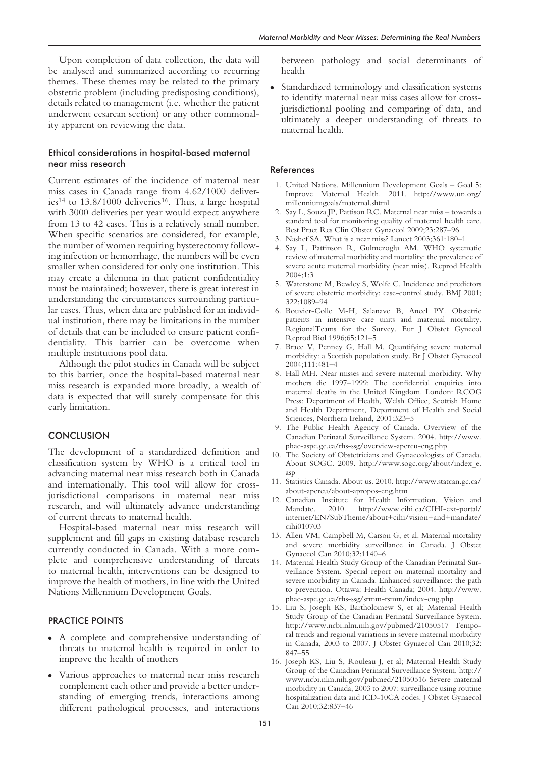Upon completion of data collection, the data will be analysed and summarized according to recurring themes. These themes may be related to the primary obstetric problem (including predisposing conditions), details related to management (i.e. whether the patient underwent cesarean section) or any other commonality apparent on reviewing the data.

### Ethical considerations in hospital-based maternal near miss research

Current estimates of the incidence of maternal near miss cases in Canada range from 4.62/1000 deliveries[14] to 13.8/1000 deliveries[16]. Thus, a large hospital with 3000 deliveries per year would expect anywhere from 13 to 42 cases. This is a relatively small number. When specific scenarios are considered, for example, the number of women requiring hysterectomy following infection or hemorrhage, the numbers will be even smaller when considered for only one institution. This may create a dilemma in that patient confidentiality must be maintained; however, there is great interest in understanding the circumstances surrounding particular cases. Thus, when data are published for an individual institution, there may be limitations in the number of details that can be included to ensure patient confidentiality. This barrier can be overcome when multiple institutions pool data.

Although the pilot studies in Canada will be subject to this barrier, once the hospital-based maternal near miss research is expanded more broadly, a wealth of data is expected that will surely compensate for this early limitation.

## CONCLUSION

The development of a standardized definition and classification system by WHO is a critical tool in advancing maternal near miss research both in Canada and internationally. This tool will allow for cross-jurisdictional comparisons in maternal near miss research, and will ultimately advance understanding of current threats to maternal health.

Hospital-based maternal near miss research will supplement and fill gaps in existing database research currently conducted in Canada. With a more complete and comprehensive understanding of threats to maternal health, interventions can be designed to improve the health of mothers, in line with the United Nations Millennium Development Goals.

## PRACTICE POINTS

- A complete and comprehensive understanding of threats to maternal health is required in order to improve the health of mothers
- Various approaches to maternal near miss research complement each other and provide a better understanding of emerging trends, interactions among different pathological processes, and interactions between pathology and social determinants of health
- Standardized terminology and classification systems to identify maternal near miss cases allow for cross-jurisdictional pooling and comparing of data, and ultimately a deeper understanding of threats to maternal health.

## References

1. United Nations. Millennium Development Goals – Goal 5: Improve Maternal Health. 2011. http://www.un.org/millenniumgoals/maternal.shtml
2. Say L, Souza JP, Pattison RC. Maternal near miss – towards a standard tool for monitoring quality of maternal health care. Best Pract Res Clin Obstet Gynaecol 2009;23:287–96
3. Nashef SA. What is a near miss? Lancet 2003;361:180–1
4. Say L, Pattinson R, Gulmezoglu AM. WHO systematic review of maternal morbidity and mortality: the prevalence of severe acute maternal morbidity (near miss). Reprod Health 2004;1:3
5. Waterstone M, Bewley S, Wolfe C. Incidence and predictors of severe obstetric morbidity: case-control study. BMJ 2001; 322:1089–94
6. Bouvier-Colle M-H, Salanave B, Ancel PY. Obstetric patients in intensive care units and maternal mortality. RegionalTeams for the Survey. Eur J Obstet Gynecol Reprod Biol 1996;65:121–5
7. Brace V, Penney G, Hall M. Quantifying severe maternal morbidity: a Scottish population study. Br J Obstet Gynaecol 2004;111:481–4
8. Hall MH. Near misses and severe maternal morbidity. Why mothers die 1997–1999: The confidential enquiries into maternal deaths in the United Kingdom. London: RCOG Press: Department of Health, Welsh Office, Scottish Home and Health Department, Department of Health and Social Sciences, Northern Ireland, 2001:323–5
9. The Public Health Agency of Canada. Overview of the Canadian Perinatal Surveillance System. 2004. http://www.phac-aspc.gc.ca/rhs-ssg/overview-apercu-eng.php
10. The Society of Obstetricians and Gynaecologists of Canada. About SOGC. 2009. http://www.sogc.org/about/index_e.asp
11. Statistics Canada. About us. 2010. http://www.statcan.gc.ca/about-apercu/about-apropos-eng.htm
12. Canadian Institute for Health Information. Vision and Mandate. 2010. http://www.cihi.ca/CIHI-ext-portal/internet/EN/SubTheme/about+cihi/vision+and+mandate/cihi010703
13. Allen VM, Campbell M, Carson G, et al. Maternal mortality and severe morbidity surveillance in Canada. J Obstet Gynaecol Can 2010;32:1140–6
14. Maternal Health Study Group of the Canadian Perinatal Surveillance System. Special report on maternal mortality and severe morbidity in Canada. Enhanced surveillance: the path to prevention. Ottawa: Health Canada; 2004. http://www.phac-aspc.gc.ca/rhs-ssg/srmm-rsmm/index-eng.php
15. Liu S, Joseph KS, Bartholomew S, et al; Maternal Health Study Group of the Canadian Perinatal Surveillance System. http://www.ncbi.nlm.nih.gov/pubmed/21050517 Temporal trends and regional variations in severe maternal morbidity in Canada, 2003 to 2007. J Obstet Gynaecol Can 2010;32: 847–55
16. Joseph KS, Liu S, Rouleau J, et al; Maternal Health Study Group of the Canadian Perinatal Surveillance System. http://www.ncbi.nlm.nih.gov/pubmed/21050516 Severe maternal morbidity in Canada, 2003 to 2007: surveillance using routine hospitalization data and ICD-10CA codes. J Obstet Gynaecol Can 2010;32:837–46